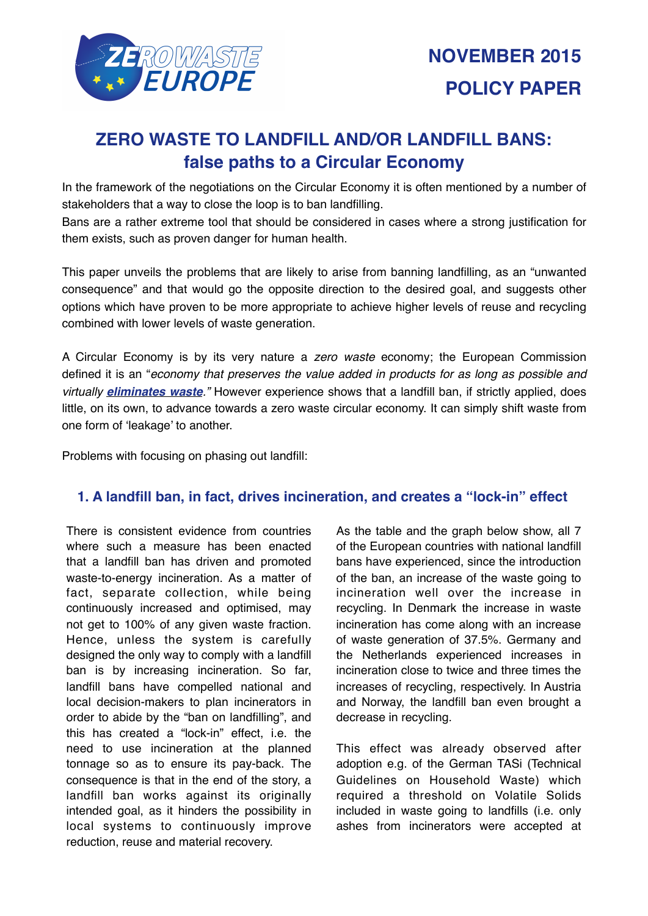ZERO WASTE EUROPE

**NOVEMBER 2015**

**POLICY PAPER**

# ZERO WASTE TO LANDFILL AND/OR LANDFILL BANS: false paths to a Circular Economy

In the framework of the negotiations on the Circular Economy it is often mentioned by a number of stakeholders that a way to close the loop is to ban landfilling.
Bans are a rather extreme tool that should be considered in cases where a strong justification for them exists, such as proven danger for human health.

This paper unveils the problems that are likely to arise from banning landfilling, as an "unwanted consequence" and that would go the opposite direction to the desired goal, and suggests other options which have proven to be more appropriate to achieve higher levels of reuse and recycling combined with lower levels of waste generation.

A Circular Economy is by its very nature a *zero waste* economy; the European Commission defined it is an "*economy that preserves the value added in products for as long as possible and virtually **eliminates waste**.*" However experience shows that a landfill ban, if strictly applied, does little, on its own, to advance towards a zero waste circular economy. It can simply shift waste from one form of 'leakage' to another.

Problems with focusing on phasing out landfill:

## 1. A landfill ban, in fact, drives incineration, and creates a "lock-in" effect

There is consistent evidence from countries where such a measure has been enacted that a landfill ban has driven and promoted waste-to-energy incineration. As a matter of fact, separate collection, while being continuously increased and optimised, may not get to 100% of any given waste fraction. Hence, unless the system is carefully designed the only way to comply with a landfill ban is by increasing incineration. So far, landfill bans have compelled national and local decision-makers to plan incinerators in order to abide by the "ban on landfilling", and this has created a "lock-in" effect, i.e. the need to use incineration at the planned tonnage so as to ensure its pay-back. The consequence is that in the end of the story, a landfill ban works against its originally intended goal, as it hinders the possibility in local systems to continuously improve reduction, reuse and material recovery.

As the table and the graph below show, all 7 of the European countries with national landfill bans have experienced, since the introduction of the ban, an increase of the waste going to incineration well over the increase in recycling. In Denmark the increase in waste incineration has come along with an increase of waste generation of 37.5%. Germany and the Netherlands experienced increases in incineration close to twice and three times the increases of recycling, respectively. In Austria and Norway, the landfill ban even brought a decrease in recycling.

This effect was already observed after adoption e.g. of the German TASi (Technical Guidelines on Household Waste) which required a threshold on Volatile Solids included in waste going to landfills (i.e. only ashes from incinerators were accepted at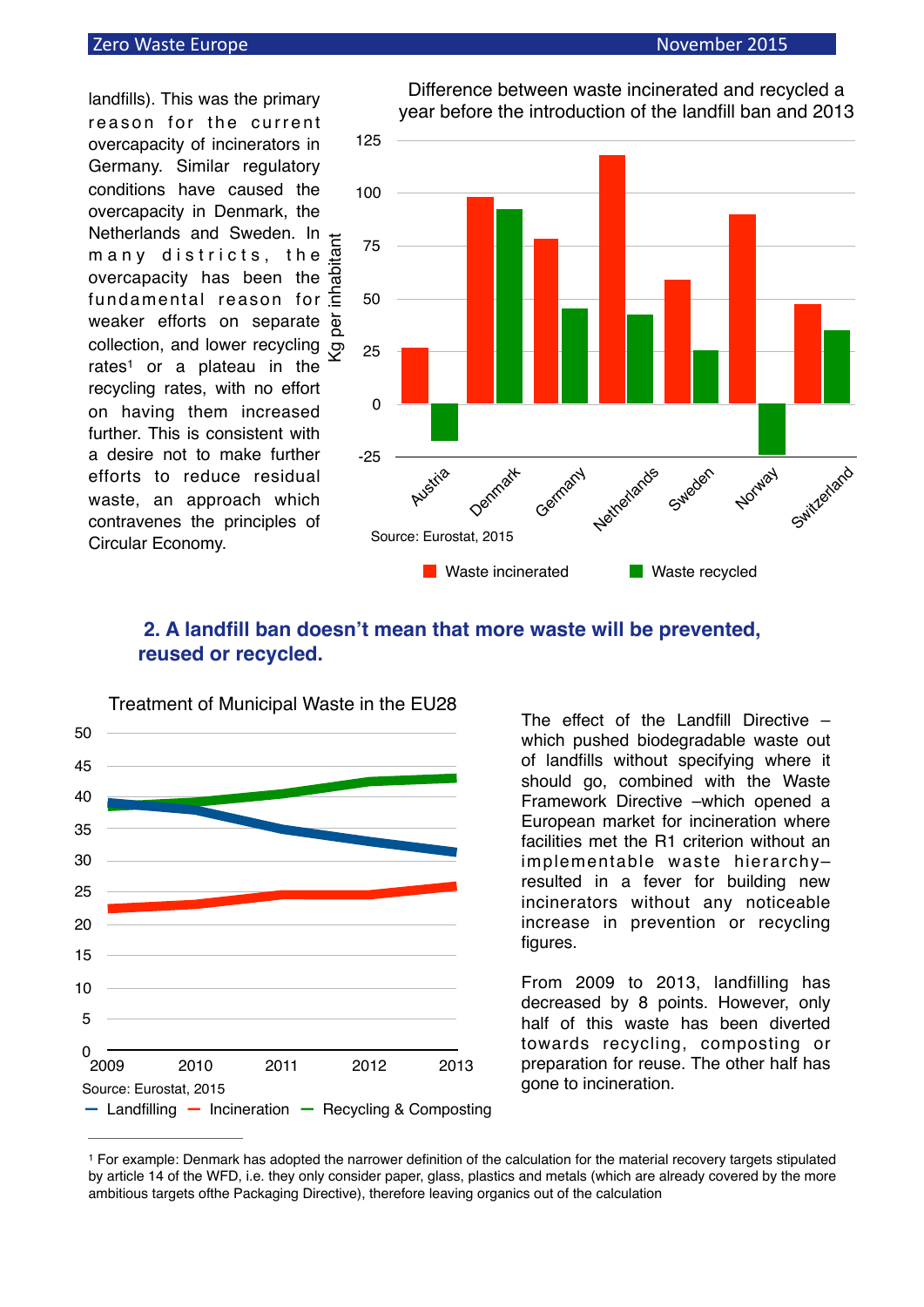landfills). This was the primary reason for the current overcapacity of incinerators in Germany. Similar regulatory conditions have caused the overcapacity in Denmark, the Netherlands and Sweden. In many districts, the overcapacity has been the fundamental reason for weaker efforts on separate collection, and lower recycling rates[1] or a plateau in the recycling rates, with no effort on having them increased further. This is consistent with a desire not to make further efforts to reduce residual waste, an approach which contravenes the principles of Circular Economy.

Difference between waste incinerated and recycled a year before the introduction of the landfill ban and 2013

Source: Eurostat, 2015

## 2. A landfill ban doesn't mean that more waste will be prevented, reused or recycled.

Treatment of Municipal Waste in the EU28

Source: Eurostat, 2015

The effect of the Landfill Directive – which pushed biodegradable waste out of landfills without specifying where it should go, combined with the Waste Framework Directive –which opened a European market for incineration where facilities met the R1 criterion without an implementable waste hierarchy– resulted in a fever for building new incinerators without any noticeable increase in prevention or recycling figures.

From 2009 to 2013, landfilling has decreased by 8 points. However, only half of this waste has been diverted towards recycling, composting or preparation for reuse. The other half has gone to incineration.

---

[1] For example: Denmark has adopted the narrower definition of the calculation for the material recovery targets stipulated by article 14 of the WFD, i.e. they only consider paper, glass, plastics and metals (which are already covered by the more ambitious targets ofthe Packaging Directive), therefore leaving organics out of the calculation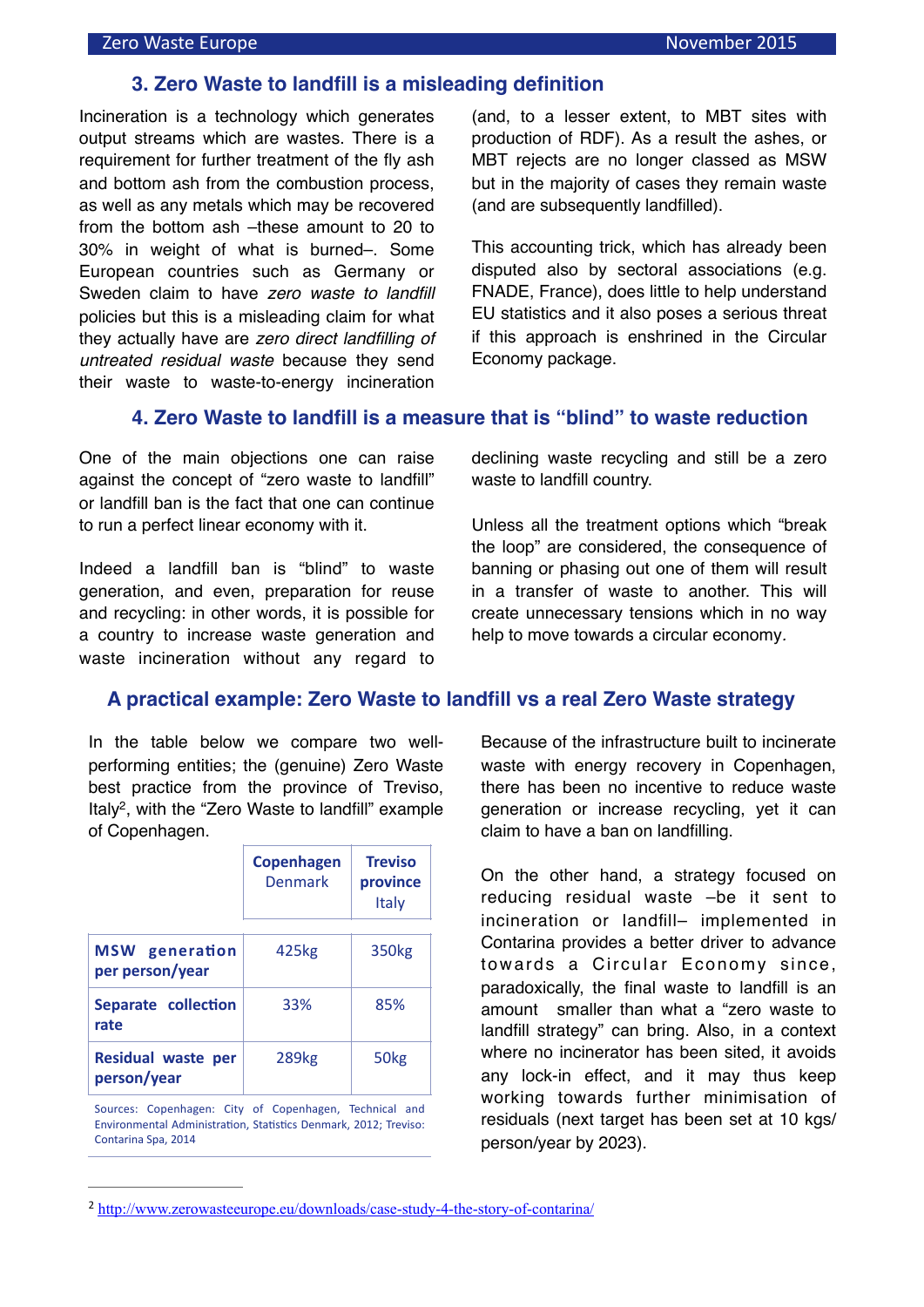## 3. Zero Waste to landfill is a misleading definition

Incineration is a technology which generates output streams which are wastes. There is a requirement for further treatment of the fly ash and bottom ash from the combustion process, as well as any metals which may be recovered from the bottom ash –these amount to 20 to 30% in weight of what is burned–. Some European countries such as Germany or Sweden claim to have *zero waste to landfill* policies but this is a misleading claim for what they actually have are *zero direct landfilling of untreated residual waste* because they send their waste to waste-to-energy incineration (and, to a lesser extent, to MBT sites with production of RDF). As a result the ashes, or MBT rejects are no longer classed as MSW but in the majority of cases they remain waste (and are subsequently landfilled).

This accounting trick, which has already been disputed also by sectoral associations (e.g. FNADE, France), does little to help understand EU statistics and it also poses a serious threat if this approach is enshrined in the Circular Economy package.

## 4. Zero Waste to landfill is a measure that is "blind" to waste reduction

One of the main objections one can raise against the concept of "zero waste to landfill" or landfill ban is the fact that one can continue to run a perfect linear economy with it.

Indeed a landfill ban is "blind" to waste generation, and even, preparation for reuse and recycling: in other words, it is possible for a country to increase waste generation and waste incineration without any regard to declining waste recycling and still be a zero waste to landfill country.

Unless all the treatment options which "break the loop" are considered, the consequence of banning or phasing out one of them will result in a transfer of waste to another. This will create unnecessary tensions which in no way help to move towards a circular economy.

## A practical example: Zero Waste to landfill vs a real Zero Waste strategy

In the table below we compare two well-performing entities; the (genuine) Zero Waste best practice from the province of Treviso, Italy[2], with the "Zero Waste to landfill" example of Copenhagen.

| | Copenhagen Denmark | Treviso province Italy |
|---|---|---|
| **MSW generation per person/year** | 425kg | 350kg |
| **Separate collection rate** | 33% | 85% |
| **Residual waste per person/year** | 289kg | 50kg |

Sources: Copenhagen: City of Copenhagen, Technical and Environmental Administration, Statistics Denmark, 2012; Treviso: Contarina Spa, 2014

Because of the infrastructure built to incinerate waste with energy recovery in Copenhagen, there has been no incentive to reduce waste generation or increase recycling, yet it can claim to have a ban on landfilling.

On the other hand, a strategy focused on reducing residual waste –be it sent to incineration or landfill– implemented in Contarina provides a better driver to advance towards a Circular Economy since, paradoxically, the final waste to landfill is an amount smaller than what a "zero waste to landfill strategy" can bring. Also, in a context where no incinerator has been sited, it avoids any lock-in effect, and it may thus keep working towards further minimisation of residuals (next target has been set at 10 kgs/person/year by 2023).

---

[2] http://www.zerowasteeurope.eu/downloads/case-study-4-the-story-of-contarina/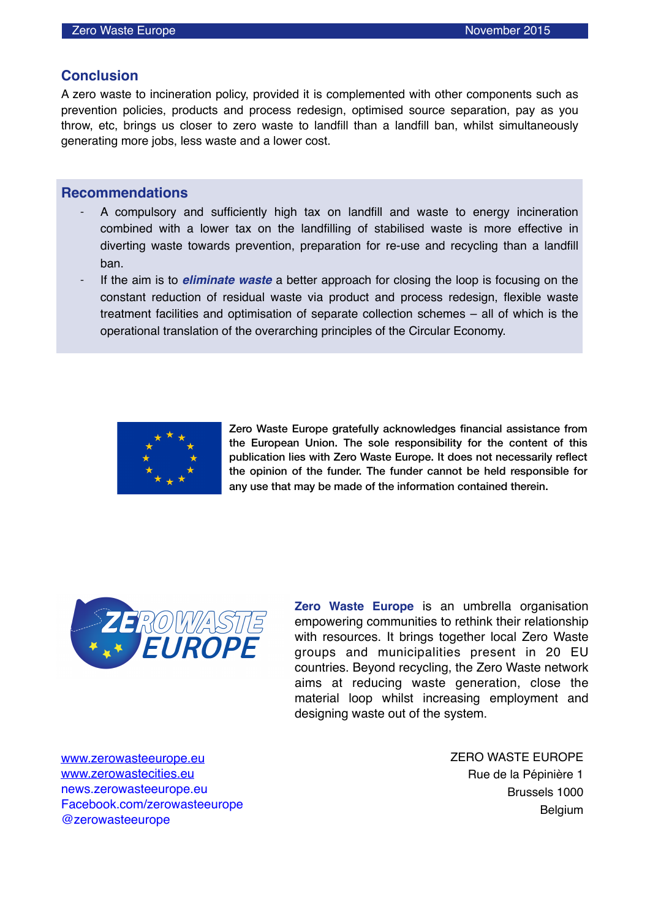## Conclusion

A zero waste to incineration policy, provided it is complemented with other components such as prevention policies, products and process redesign, optimised source separation, pay as you throw, etc, brings us closer to zero waste to landfill than a landfill ban, whilst simultaneously generating more jobs, less waste and a lower cost.

## Recommendations

- A compulsory and sufficiently high tax on landfill and waste to energy incineration combined with a lower tax on the landfilling of stabilised waste is more effective in diverting waste towards prevention, preparation for re-use and recycling than a landfill ban.
- If the aim is to ***eliminate waste*** a better approach for closing the loop is focusing on the constant reduction of residual waste via product and process redesign, flexible waste treatment facilities and optimisation of separate collection schemes – all of which is the operational translation of the overarching principles of the Circular Economy.

**Zero Waste Europe gratefully acknowledges financial assistance from the European Union. The sole responsibility for the content of this publication lies with Zero Waste Europe. It does not necessarily reflect the opinion of the funder. The funder cannot be held responsible for any use that may be made of the information contained therein.**

**Zero Waste Europe** is an umbrella organisation empowering communities to rethink their relationship with resources. It brings together local Zero Waste groups and municipalities present in 20 EU countries. Beyond recycling, the Zero Waste network aims at reducing waste generation, close the material loop whilst increasing employment and designing waste out of the system.

www.zerowasteeurope.eu
www.zerowastecities.eu
news.zerowasteeurope.eu
Facebook.com/zerowasteeurope
@zerowasteeurope

ZERO WASTE EUROPE
Rue de la Pépinière 1
Brussels 1000
Belgium